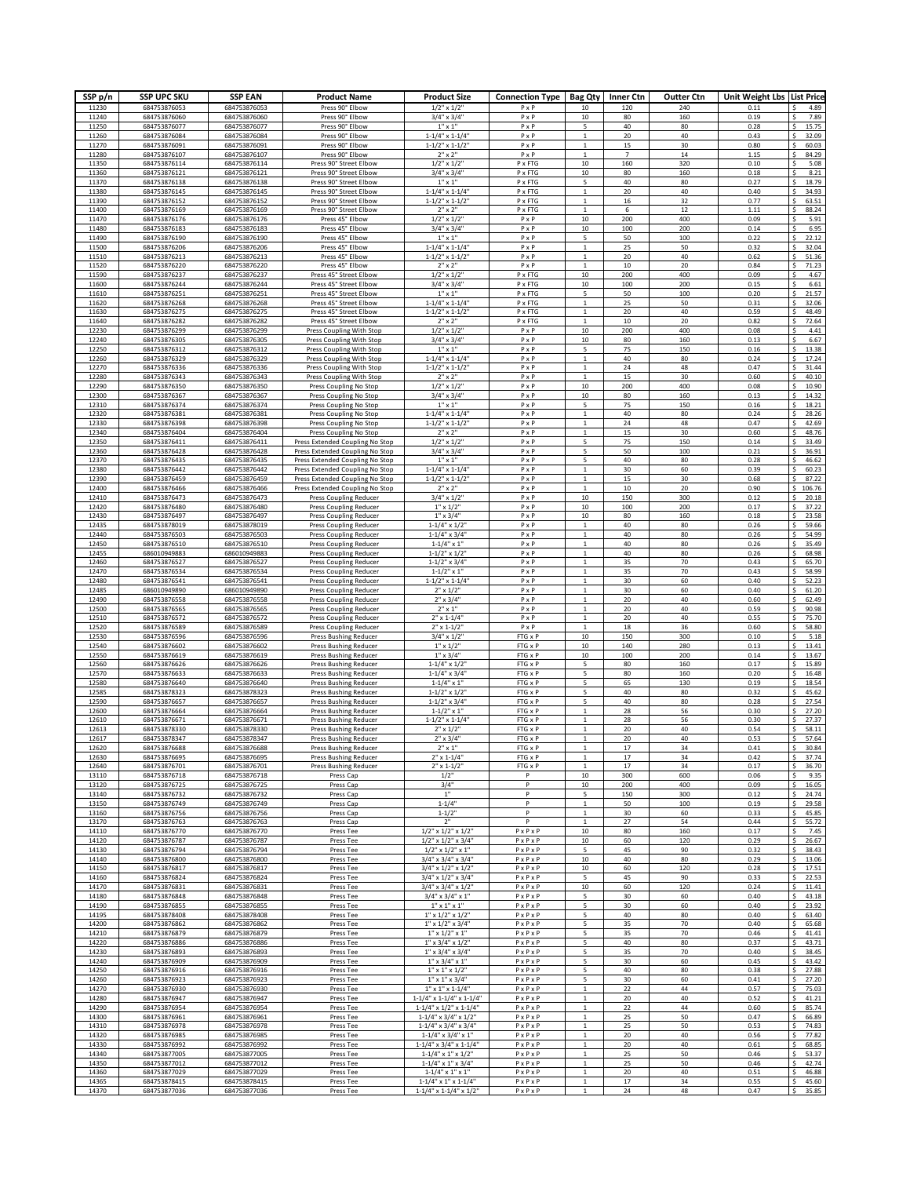| SSP p/n | SSP UPC SKU | SSP EAN | Product Name | Product Size | Connection Type | Bag Qty | Inner Ctn | Outter Ctn | Unit Weight Lbs | List Price |
|---|---|---|---|---|---|---|---|---|---|---|
| 11230 | 684753876053 | 684753876053 | Press 90° Elbow | 1/2" x 1/2" | P x P | 10 | 120 | 240 | 0.11 | $ 4.89 |
| 11240 | 684753876060 | 684753876060 | Press 90° Elbow | 3/4" x 3/4" | P x P | 10 | 80 | 160 | 0.19 | $ 7.89 |
| 11250 | 684753876077 | 684753876077 | Press 90° Elbow | 1" x 1" | P x P | 5 | 40 | 80 | 0.28 | $ 15.75 |
| 11260 | 684753876084 | 684753876084 | Press 90° Elbow | 1-1/4" x 1-1/4" | P x P | 1 | 20 | 40 | 0.43 | $ 32.09 |
| 11270 | 684753876091 | 684753876091 | Press 90° Elbow | 1-1/2" x 1-1/2" | P x P | 1 | 15 | 30 | 0.80 | $ 60.03 |
| 11280 | 684753876107 | 684753876107 | Press 90° Elbow | 2" x 2" | P x P | 1 | 7 | 14 | 1.15 | $ 84.29 |
| 11350 | 684753876114 | 684753876114 | Press 90° Street Elbow | 1/2" x 1/2" | P x FTG | 10 | 160 | 320 | 0.10 | $ 5.08 |
| 11360 | 684753876121 | 684753876121 | Press 90° Street Elbow | 3/4" x 3/4" | P x FTG | 10 | 80 | 160 | 0.18 | $ 8.21 |
| 11370 | 684753876138 | 684753876138 | Press 90° Street Elbow | 1" x 1" | P x FTG | 5 | 40 | 80 | 0.27 | $ 18.79 |
| 11380 | 684753876145 | 684753876145 | Press 90° Street Elbow | 1-1/4" x 1-1/4" | P x FTG | 1 | 20 | 40 | 0.40 | $ 34.93 |
| 11390 | 684753876152 | 684753876152 | Press 90° Street Elbow | 1-1/2" x 1-1/2" | P x FTG | 1 | 16 | 32 | 0.77 | $ 63.51 |
| 11400 | 684753876169 | 684753876169 | Press 90° Street Elbow | 2" x 2" | P x FTG | 1 | 6 | 12 | 1.11 | $ 88.24 |
| 11470 | 684753876176 | 684753876176 | Press 45° Elbow | 1/2" x 1/2" | P x P | 10 | 200 | 400 | 0.09 | $ 5.91 |
| 11480 | 684753876183 | 684753876183 | Press 45° Elbow | 3/4" x 3/4" | P x P | 10 | 100 | 200 | 0.14 | $ 6.95 |
| 11490 | 684753876190 | 684753876190 | Press 45° Elbow | 1" x 1" | P x P | 5 | 50 | 100 | 0.22 | $ 22.12 |
| 11500 | 684753876206 | 684753876206 | Press 45° Elbow | 1-1/4" x 1-1/4" | P x P | 1 | 25 | 50 | 0.32 | $ 32.04 |
| 11510 | 684753876213 | 684753876213 | Press 45° Elbow | 1-1/2" x 1-1/2" | P x P | 1 | 20 | 40 | 0.62 | $ 51.36 |
| 11520 | 684753876220 | 684753876220 | Press 45° Elbow | 2" x 2" | P x P | 1 | 10 | 20 | 0.84 | $ 71.23 |
| 11590 | 684753876237 | 684753876237 | Press 45° Street Elbow | 1/2" x 1/2" | P x FTG | 10 | 200 | 400 | 0.09 | $ 4.67 |
| 11600 | 684753876244 | 684753876244 | Press 45° Street Elbow | 3/4" x 3/4" | P x FTG | 10 | 100 | 200 | 0.15 | $ 6.61 |
| 11610 | 684753876251 | 684753876251 | Press 45° Street Elbow | 1" x 1" | P x FTG | 5 | 50 | 100 | 0.20 | $ 21.57 |
| 11620 | 684753876268 | 684753876268 | Press 45° Street Elbow | 1-1/4" x 1-1/4" | P x FTG | 1 | 25 | 50 | 0.31 | $ 32.06 |
| 11630 | 684753876275 | 684753876275 | Press 45° Street Elbow | 1-1/2" x 1-1/2" | P x FTG | 1 | 20 | 40 | 0.59 | $ 48.49 |
| 11640 | 684753876282 | 684753876282 | Press 45° Street Elbow | 2" x 2" | P x FTG | 1 | 10 | 20 | 0.82 | $ 72.64 |
| 12230 | 684753876299 | 684753876299 | Press Coupling With Stop | 1/2" x 1/2" | P x P | 10 | 200 | 400 | 0.08 | $ 4.41 |
| 12240 | 684753876305 | 684753876305 | Press Coupling With Stop | 3/4" x 3/4" | P x P | 10 | 80 | 160 | 0.13 | $ 6.67 |
| 12250 | 684753876312 | 684753876312 | Press Coupling With Stop | 1" x 1" | P x P | 5 | 75 | 150 | 0.16 | $ 13.38 |
| 12260 | 684753876329 | 684753876329 | Press Coupling With Stop | 1-1/4" x 1-1/4" | P x P | 1 | 40 | 80 | 0.24 | $ 17.24 |
| 12270 | 684753876336 | 684753876336 | Press Coupling With Stop | 1-1/2" x 1-1/2" | P x P | 1 | 24 | 48 | 0.47 | $ 31.44 |
| 12280 | 684753876343 | 684753876343 | Press Coupling With Stop | 2" x 2" | P x P | 1 | 15 | 30 | 0.60 | $ 40.10 |
| 12290 | 684753876350 | 684753876350 | Press Coupling No Stop | 1/2" x 1/2" | P x P | 10 | 200 | 400 | 0.08 | $ 10.90 |
| 12300 | 684753876367 | 684753876367 | Press Coupling No Stop | 3/4" x 3/4" | P x P | 10 | 80 | 160 | 0.13 | $ 14.32 |
| 12310 | 684753876374 | 684753876374 | Press Coupling No Stop | 1" x 1" | P x P | 5 | 75 | 150 | 0.16 | $ 18.21 |
| 12320 | 684753876381 | 684753876381 | Press Coupling No Stop | 1-1/4" x 1-1/4" | P x P | 1 | 40 | 80 | 0.24 | $ 28.26 |
| 12330 | 684753876398 | 684753876398 | Press Coupling No Stop | 1-1/2" x 1-1/2" | P x P | 1 | 24 | 48 | 0.47 | $ 42.69 |
| 12340 | 684753876404 | 684753876404 | Press Coupling No Stop | 2" x 2" | P x P | 1 | 15 | 30 | 0.60 | $ 48.76 |
| 12350 | 684753876411 | 684753876411 | Press Extended Coupling No Stop | 1/2" x 1/2" | P x P | 5 | 75 | 150 | 0.14 | $ 33.49 |
| 12360 | 684753876428 | 684753876428 | Press Extended Coupling No Stop | 3/4" x 3/4" | P x P | 5 | 50 | 100 | 0.21 | $ 36.91 |
| 12370 | 684753876435 | 684753876435 | Press Extended Coupling No Stop | 1" x 1" | P x P | 5 | 40 | 80 | 0.28 | $ 46.62 |
| 12380 | 684753876442 | 684753876442 | Press Extended Coupling No Stop | 1-1/4" x 1-1/4" | P x P | 1 | 30 | 60 | 0.39 | $ 60.23 |
| 12390 | 684753876459 | 684753876459 | Press Extended Coupling No Stop | 1-1/2" x 1-1/2" | P x P | 1 | 15 | 30 | 0.68 | $ 87.22 |
| 12400 | 684753876466 | 684753876466 | Press Extended Coupling No Stop | 2" x 2" | P x P | 1 | 10 | 20 | 0.90 | $ 106.76 |
| 12410 | 684753876473 | 684753876473 | Press Coupling Reducer | 3/4" x 1/2" | P x P | 10 | 150 | 300 | 0.12 | $ 20.18 |
| 12420 | 684753876480 | 684753876480 | Press Coupling Reducer | 1" x 1/2" | P x P | 10 | 100 | 200 | 0.17 | $ 37.22 |
| 12430 | 684753876497 | 684753876497 | Press Coupling Reducer | 1" x 3/4" | P x P | 10 | 80 | 160 | 0.18 | $ 23.58 |
| 12435 | 684753878019 | 684753878019 | Press Coupling Reducer | 1-1/4" x 1/2" | P x P | 1 | 40 | 80 | 0.26 | $ 59.66 |
| 12440 | 684753876503 | 684753876503 | Press Coupling Reducer | 1-1/4" x 3/4" | P x P | 1 | 40 | 80 | 0.26 | $ 54.99 |
| 12450 | 684753876510 | 684753876510 | Press Coupling Reducer | 1-1/4" x 1" | P x P | 1 | 40 | 80 | 0.26 | $ 35.49 |
| 12455 | 686010949883 | 686010949883 | Press Coupling Reducer | 1-1/2" x 1/2" | P x P | 1 | 40 | 80 | 0.26 | $ 68.98 |
| 12460 | 684753876527 | 684753876527 | Press Coupling Reducer | 1-1/2" x 3/4" | P x P | 1 | 35 | 70 | 0.43 | $ 65.70 |
| 12470 | 684753876534 | 684753876534 | Press Coupling Reducer | 1-1/2" x 1" | P x P | 1 | 35 | 70 | 0.43 | $ 58.99 |
| 12480 | 684753876541 | 684753876541 | Press Coupling Reducer | 1-1/2" x 1-1/4" | P x P | 1 | 30 | 60 | 0.40 | $ 52.23 |
| 12485 | 686010949890 | 686010949890 | Press Coupling Reducer | 2" x 1/2" | P x P | 1 | 30 | 60 | 0.40 | $ 61.20 |
| 12490 | 684753876558 | 684753876558 | Press Coupling Reducer | 2" x 3/4" | P x P | 1 | 20 | 40 | 0.60 | $ 62.49 |
| 12500 | 684753876565 | 684753876565 | Press Coupling Reducer | 2" x 1" | P x P | 1 | 20 | 40 | 0.59 | $ 90.98 |
| 12510 | 684753876572 | 684753876572 | Press Coupling Reducer | 2" x 1-1/4" | P x P | 1 | 20 | 40 | 0.55 | $ 75.70 |
| 12520 | 684753876589 | 684753876589 | Press Coupling Reducer | 2" x 1-1/2" | P x P | 1 | 18 | 36 | 0.60 | $ 58.80 |
| 12530 | 684753876596 | 684753876596 | Press Bushing Reducer | 3/4" x 1/2" | FTG x P | 10 | 150 | 300 | 0.10 | $ 5.18 |
| 12540 | 684753876602 | 684753876602 | Press Bushing Reducer | 1" x 1/2" | FTG x P | 10 | 140 | 280 | 0.13 | $ 13.41 |
| 12550 | 684753876619 | 684753876619 | Press Bushing Reducer | 1" x 3/4" | FTG x P | 10 | 100 | 200 | 0.14 | $ 13.67 |
| 12560 | 684753876626 | 684753876626 | Press Bushing Reducer | 1-1/4" x 1/2" | FTG x P | 5 | 80 | 160 | 0.17 | $ 15.89 |
| 12570 | 684753876633 | 684753876633 | Press Bushing Reducer | 1-1/4" x 3/4" | FTG x P | 5 | 80 | 160 | 0.20 | $ 16.48 |
| 12580 | 684753876640 | 684753876640 | Press Bushing Reducer | 1-1/4" x 1" | FTG x P | 5 | 65 | 130 | 0.19 | $ 18.54 |
| 12585 | 684753878323 | 684753878323 | Press Bushing Reducer | 1-1/2" x 1/2" | FTG x P | 5 | 40 | 80 | 0.32 | $ 45.62 |
| 12590 | 684753876657 | 684753876657 | Press Bushing Reducer | 1-1/2" x 3/4" | FTG x P | 5 | 40 | 80 | 0.28 | $ 27.54 |
| 12600 | 684753876664 | 684753876664 | Press Bushing Reducer | 1-1/2" x 1" | FTG x P | 1 | 28 | 56 | 0.30 | $ 27.20 |
| 12610 | 684753876671 | 684753876671 | Press Bushing Reducer | 1-1/2" x 1-1/4" | FTG x P | 1 | 28 | 56 | 0.30 | $ 27.37 |
| 12613 | 684753878330 | 684753878330 | Press Bushing Reducer | 2" x 1/2" | FTG x P | 1 | 20 | 40 | 0.54 | $ 58.11 |
| 12617 | 684753878347 | 684753878347 | Press Bushing Reducer | 2" x 3/4" | FTG x P | 1 | 20 | 40 | 0.53 | $ 57.64 |
| 12620 | 684753876688 | 684753876688 | Press Bushing Reducer | 2" x 1" | FTG x P | 1 | 17 | 34 | 0.41 | $ 30.84 |
| 12630 | 684753876695 | 684753876695 | Press Bushing Reducer | 2" x 1-1/4" | FTG x P | 1 | 17 | 34 | 0.42 | $ 37.74 |
| 12640 | 684753876701 | 684753876701 | Press Bushing Reducer | 2" x 1-1/2" | FTG x P | 1 | 17 | 34 | 0.17 | $ 36.70 |
| 13110 | 684753876718 | 684753876718 | Press Cap | 1/2" | P | 10 | 300 | 600 | 0.06 | $ 9.35 |
| 13120 | 684753876725 | 684753876725 | Press Cap | 3/4" | P | 10 | 200 | 400 | 0.09 | $ 16.05 |
| 13140 | 684753876732 | 684753876732 | Press Cap | 1" | P | 5 | 150 | 300 | 0.12 | $ 24.74 |
| 13150 | 684753876749 | 684753876749 | Press Cap | 1-1/4" | P | 1 | 50 | 100 | 0.19 | $ 29.58 |
| 13160 | 684753876756 | 684753876756 | Press Cap | 1-1/2" | P | 1 | 30 | 60 | 0.33 | $ 45.85 |
| 13170 | 684753876763 | 684753876763 | Press Cap | 2" | P | 1 | 27 | 54 | 0.44 | $ 55.72 |
| 14110 | 684753876770 | 684753876770 | Press Tee | 1/2" x 1/2" x 1/2" | P x P x P | 10 | 80 | 160 | 0.17 | $ 7.45 |
| 14120 | 684753876787 | 684753876787 | Press Tee | 1/2" x 1/2" x 3/4" | P x P x P | 10 | 60 | 120 | 0.29 | $ 26.67 |
| 14130 | 684753876794 | 684753876794 | Press Tee | 1/2" x 1/2" x 1" | P x P x P | 5 | 45 | 90 | 0.32 | $ 38.43 |
| 14140 | 684753876800 | 684753876800 | Press Tee | 3/4" x 3/4" x 3/4" | P x P x P | 10 | 40 | 80 | 0.29 | $ 13.06 |
| 14150 | 684753876817 | 684753876817 | Press Tee | 3/4" x 1/2" x 1/2" | P x P x P | 10 | 60 | 120 | 0.28 | $ 17.51 |
| 14160 | 684753876824 | 684753876824 | Press Tee | 3/4" x 1/2" x 3/4" | P x P x P | 5 | 45 | 90 | 0.33 | $ 22.53 |
| 14170 | 684753876831 | 684753876831 | Press Tee | 3/4" x 3/4" x 1/2" | P x P x P | 10 | 60 | 120 | 0.24 | $ 11.41 |
| 14180 | 684753876848 | 684753876848 | Press Tee | 3/4" x 3/4" x 1" | P x P x P | 5 | 30 | 60 | 0.40 | $ 43.18 |
| 14190 | 684753876855 | 684753876855 | Press Tee | 1" x 1" x 1" | P x P x P | 5 | 30 | 60 | 0.40 | $ 23.92 |
| 14195 | 684753878408 | 684753878408 | Press Tee | 1" x 1/2" x 1/2" | P x P x P | 5 | 40 | 80 | 0.40 | $ 63.40 |
| 14200 | 684753876862 | 684753876862 | Press Tee | 1" x 1/2" x 3/4" | P x P x P | 5 | 35 | 70 | 0.40 | $ 65.68 |
| 14210 | 684753876879 | 684753876879 | Press Tee | 1" x 1/2" x 1" | P x P x P | 5 | 35 | 70 | 0.46 | $ 41.41 |
| 14220 | 684753876886 | 684753876886 | Press Tee | 1" x 3/4" x 1/2" | P x P x P | 5 | 40 | 80 | 0.37 | $ 43.71 |
| 14230 | 684753876893 | 684753876893 | Press Tee | 1" x 3/4" x 3/4" | P x P x P | 5 | 35 | 70 | 0.40 | $ 38.45 |
| 14240 | 684753876909 | 684753876909 | Press Tee | 1" x 3/4" x 1" | P x P x P | 5 | 30 | 60 | 0.45 | $ 43.42 |
| 14250 | 684753876916 | 684753876916 | Press Tee | 1" x 1" x 1/2" | P x P x P | 5 | 40 | 80 | 0.38 | $ 27.88 |
| 14260 | 684753876923 | 684753876923 | Press Tee | 1" x 1" x 3/4" | P x P x P | 5 | 30 | 60 | 0.41 | $ 27.20 |
| 14270 | 684753876930 | 684753876930 | Press Tee | 1" x 1" x 1-1/4" | P x P x P | 1 | 22 | 44 | 0.57 | $ 75.03 |
| 14280 | 684753876947 | 684753876947 | Press Tee | 1-1/4" x 1-1/4" x 1-1/4" | P x P x P | 1 | 20 | 40 | 0.52 | $ 41.21 |
| 14290 | 684753876954 | 684753876954 | Press Tee | 1-1/4" x 1/2" x 1-1/4" | P x P x P | 1 | 22 | 44 | 0.60 | $ 85.74 |
| 14300 | 684753876961 | 684753876961 | Press Tee | 1-1/4" x 3/4" x 1/2" | P x P x P | 1 | 25 | 50 | 0.47 | $ 66.89 |
| 14310 | 684753876978 | 684753876978 | Press Tee | 1-1/4" x 3/4" x 3/4" | P x P x P | 1 | 25 | 50 | 0.53 | $ 74.83 |
| 14320 | 684753876985 | 684753876985 | Press Tee | 1-1/4" x 3/4" x 1" | P x P x P | 1 | 20 | 40 | 0.56 | $ 77.82 |
| 14330 | 684753876992 | 684753876992 | Press Tee | 1-1/4" x 3/4" x 1-1/4" | P x P x P | 1 | 20 | 40 | 0.61 | $ 68.85 |
| 14340 | 684753877005 | 684753877005 | Press Tee | 1-1/4" x 1" x 1/2" | P x P x P | 1 | 25 | 50 | 0.46 | $ 53.37 |
| 14350 | 684753877012 | 684753877012 | Press Tee | 1-1/4" x 1" x 3/4" | P x P x P | 1 | 25 | 50 | 0.46 | $ 42.74 |
| 14360 | 684753877029 | 684753877029 | Press Tee | 1-1/4" x 1" x 1" | P x P x P | 1 | 20 | 40 | 0.51 | $ 46.88 |
| 14365 | 684753878415 | 684753878415 | Press Tee | 1-1/4" x 1" x 1-1/4" | P x P x P | 1 | 17 | 34 | 0.55 | $ 45.60 |
| 14370 | 684753877036 | 684753877036 | Press Tee | 1-1/4" x 1-1/4" x 1/2" | P x P x P | 1 | 24 | 48 | 0.47 | $ 35.85 |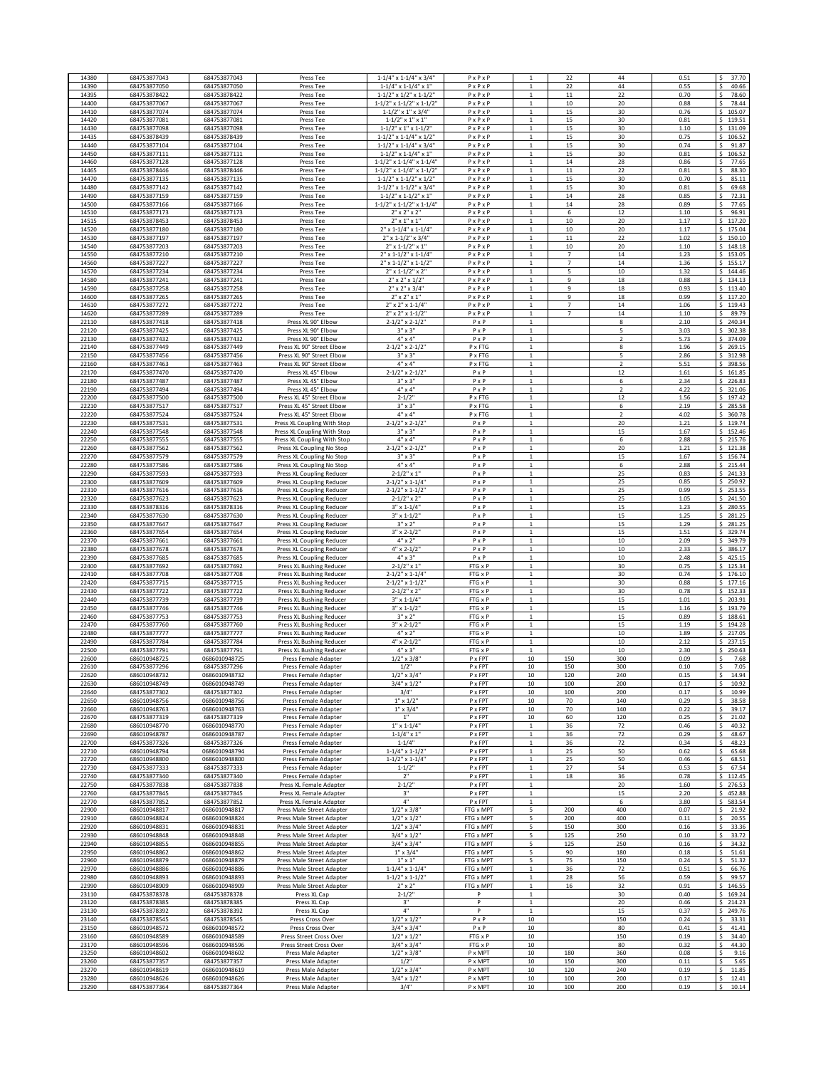| | | | | | | | | | | |
|---|---|---|---|---|---|---|---|---|---|---|
| 14380 | 684753877043 | 684753877043 | Press Tee | 1-1/4" x 1-1/4" x 3/4" | P x P x P | 1 | 22 | 44 | 0.51 | $ 37.70 |
| 14390 | 684753877050 | 684753877050 | Press Tee | 1-1/4" x 1-1/4" x 1" | P x P x P | 1 | 22 | 44 | 0.55 | $ 40.66 |
| 14395 | 684753878422 | 684753878422 | Press Tee | 1-1/2" x 1/2" x 1-1/2" | P x P x P | 1 | 11 | 22 | 0.70 | $ 78.60 |
| 14400 | 684753877067 | 684753877067 | Press Tee | 1-1/2" x 1-1/2" x 1-1/2" | P x P x P | 1 | 10 | 20 | 0.88 | $ 78.44 |
| 14410 | 684753877074 | 684753877074 | Press Tee | 1-1/2" x 1" x 3/4" | P x P x P | 1 | 15 | 30 | 0.76 | $ 105.07 |
| 14420 | 684753877081 | 684753877081 | Press Tee | 1-1/2" x 1" x 1" | P x P x P | 1 | 15 | 30 | 0.81 | $ 119.51 |
| 14430 | 684753877098 | 684753877098 | Press Tee | 1-1/2" x 1" x 1-1/2" | P x P x P | 1 | 15 | 30 | 1.10 | $ 131.09 |
| 14435 | 684753878439 | 684753878439 | Press Tee | 1-1/2" x 1-1/4" x 1/2" | P x P x P | 1 | 15 | 30 | 0.75 | $ 106.52 |
| 14440 | 684753877104 | 684753877104 | Press Tee | 1-1/2" x 1-1/4" x 3/4" | P x P x P | 1 | 15 | 30 | 0.74 | $ 91.87 |
| 14450 | 684753877111 | 684753877111 | Press Tee | 1-1/2" x 1-1/4" x 1" | P x P x P | 1 | 15 | 30 | 0.81 | $ 106.52 |
| 14460 | 684753877128 | 684753877128 | Press Tee | 1-1/2" x 1-1/4" x 1-1/4" | P x P x P | 1 | 14 | 28 | 0.86 | $ 77.65 |
| 14465 | 684753878446 | 684753878446 | Press Tee | 1-1/2" x 1-1/4" x 1-1/2" | P x P x P | 1 | 11 | 22 | 0.81 | $ 88.30 |
| 14470 | 684753877135 | 684753877135 | Press Tee | 1-1/2" x 1-1/2" x 1/2" | P x P x P | 1 | 15 | 30 | 0.70 | $ 85.11 |
| 14480 | 684753877142 | 684753877142 | Press Tee | 1-1/2" x 1-1/2" x 3/4" | P x P x P | 1 | 15 | 30 | 0.81 | $ 69.68 |
| 14490 | 684753877159 | 684753877159 | Press Tee | 1-1/2" x 1-1/2" x 1" | P x P x P | 1 | 14 | 28 | 0.85 | $ 72.31 |
| 14500 | 684753877166 | 684753877166 | Press Tee | 1-1/2" x 1-1/2" x 1-1/4" | P x P x P | 1 | 14 | 28 | 0.89 | $ 77.65 |
| 14510 | 684753877173 | 684753877173 | Press Tee | 2" x 2" x 2" | P x P x P | 1 | 6 | 12 | 1.10 | $ 96.91 |
| 14515 | 684753878453 | 684753878453 | Press Tee | 2" x 1" x 1" | P x P x P | 1 | 10 | 20 | 1.17 | $ 117.20 |
| 14520 | 684753877180 | 684753877180 | Press Tee | 2" x 1-1/4" x 1-1/4" | P x P x P | 1 | 10 | 20 | 1.17 | $ 175.04 |
| 14530 | 684753877197 | 684753877197 | Press Tee | 2" x 1-1/2" x 3/4" | P x P x P | 1 | 11 | 22 | 1.02 | $ 150.10 |
| 14540 | 684753877203 | 684753877203 | Press Tee | 2" x 1-1/2" x 1" | P x P x P | 1 | 10 | 20 | 1.10 | $ 148.18 |
| 14550 | 684753877210 | 684753877210 | Press Tee | 2" x 1-1/2" x 1-1/4" | P x P x P | 1 | 7 | 14 | 1.23 | $ 153.05 |
| 14560 | 684753877227 | 684753877227 | Press Tee | 2" x 1-1/2" x 1-1/2" | P x P x P | 1 | 7 | 14 | 1.36 | $ 155.17 |
| 14570 | 684753877234 | 684753877234 | Press Tee | 2" x 1-1/2" x 2" | P x P x P | 1 | 5 | 10 | 1.32 | $ 144.46 |
| 14580 | 684753877241 | 684753877241 | Press Tee | 2" x 2" x 1/2" | P x P x P | 1 | 9 | 18 | 0.88 | $ 134.13 |
| 14590 | 684753877258 | 684753877258 | Press Tee | 2" x 2" x 3/4" | P x P x P | 1 | 9 | 18 | 0.93 | $ 113.40 |
| 14600 | 684753877265 | 684753877265 | Press Tee | 2" x 2" x 1" | P x P x P | 1 | 9 | 18 | 0.99 | $ 117.20 |
| 14610 | 684753877272 | 684753877272 | Press Tee | 2" x 2" x 1-1/4" | P x P x P | 1 | 7 | 14 | 1.06 | $ 119.43 |
| 14620 | 684753877289 | 684753877289 | Press Tee | 2" x 2" x 1-1/2" | P x P x P | 1 | 7 | 14 | 1.10 | $ 89.79 |
| 22110 | 684753877418 | 684753877418 | Press XL 90° Elbow | 2-1/2" x 2-1/2" | P x P | 1 | | 8 | 2.10 | $ 240.34 |
| 22120 | 684753877425 | 684753877425 | Press XL 90° Elbow | 3" x 3" | P x P | 1 | | 5 | 3.03 | $ 302.38 |
| 22130 | 684753877432 | 684753877432 | Press XL 90° Elbow | 4" x 4" | P x P | 1 | | 2 | 5.73 | $ 374.09 |
| 22140 | 684753877449 | 684753877449 | Press XL 90° Street Elbow | 2-1/2" x 2-1/2" | P x FTG | 1 | | 8 | 1.96 | $ 269.15 |
| 22150 | 684753877456 | 684753877456 | Press XL 90° Street Elbow | 3" x 3" | P x FTG | 1 | | 5 | 2.86 | $ 312.98 |
| 22160 | 684753877463 | 684753877463 | Press XL 90° Street Elbow | 4" x 4" | P x FTG | 1 | | 2 | 5.51 | $ 398.56 |
| 22170 | 684753877470 | 684753877470 | Press XL 45° Elbow | 2-1/2" x 2-1/2" | P x P | 1 | | 12 | 1.61 | $ 161.85 |
| 22180 | 684753877487 | 684753877487 | Press XL 45° Elbow | 3" x 3" | P x P | 1 | | 6 | 2.34 | $ 226.83 |
| 22190 | 684753877494 | 684753877494 | Press XL 45° Elbow | 4" x 4" | P x P | 1 | | 2 | 4.22 | $ 321.06 |
| 22200 | 684753877500 | 684753877500 | Press XL 45° Street Elbow | 2-1/2" | P x FTG | 1 | | 12 | 1.56 | $ 197.42 |
| 22210 | 684753877517 | 684753877517 | Press XL 45° Street Elbow | 3" x 3" | P x FTG | 1 | | 6 | 2.19 | $ 285.58 |
| 22220 | 684753877524 | 684753877524 | Press XL 45° Street Elbow | 4" x 4" | P x FTG | 1 | | 2 | 4.02 | $ 360.78 |
| 22230 | 684753877531 | 684753877531 | Press XL Coupling With Stop | 2-1/2" x 2-1/2" | P x P | 1 | | 20 | 1.21 | $ 119.74 |
| 22240 | 684753877548 | 684753877548 | Press XL Coupling With Stop | 3" x 3" | P x P | 1 | | 15 | 1.67 | $ 152.46 |
| 22250 | 684753877555 | 684753877555 | Press XL Coupling With Stop | 4" x 4" | P x P | 1 | | 6 | 2.88 | $ 215.76 |
| 22260 | 684753877562 | 684753877562 | Press XL Coupling No Stop | 2-1/2" x 2-1/2" | P x P | 1 | | 20 | 1.21 | $ 121.38 |
| 22270 | 684753877579 | 684753877579 | Press XL Coupling No Stop | 3" x 3" | P x P | 1 | | 15 | 1.67 | $ 156.74 |
| 22280 | 684753877586 | 684753877586 | Press XL Coupling No Stop | 4" x 4" | P x P | 1 | | 6 | 2.88 | $ 215.44 |
| 22290 | 684753877593 | 684753877593 | Press XL Coupling Reducer | 2-1/2" x 1" | P x P | 1 | | 25 | 0.83 | $ 241.33 |
| 22300 | 684753877609 | 684753877609 | Press XL Coupling Reducer | 2-1/2" x 1-1/4" | P x P | 1 | | 25 | 0.85 | $ 250.92 |
| 22310 | 684753877616 | 684753877616 | Press XL Coupling Reducer | 2-1/2" x 1-1/2" | P x P | 1 | | 25 | 0.99 | $ 253.55 |
| 22320 | 684753877623 | 684753877623 | Press XL Coupling Reducer | 2-1/2" x 2" | P x P | 1 | | 25 | 1.05 | $ 241.50 |
| 22330 | 684753878316 | 684753878316 | Press XL Coupling Reducer | 3" x 1-1/4" | P x P | 1 | | 15 | 1.23 | $ 280.55 |
| 22340 | 684753877630 | 684753877630 | Press XL Coupling Reducer | 3" x 1-1/2" | P x P | 1 | | 15 | 1.25 | $ 281.25 |
| 22350 | 684753877647 | 684753877647 | Press XL Coupling Reducer | 3" x 2" | P x P | 1 | | 15 | 1.29 | $ 281.25 |
| 22360 | 684753877654 | 684753877654 | Press XL Coupling Reducer | 3" x 2-1/2" | P x P | 1 | | 15 | 1.51 | $ 329.74 |
| 22370 | 684753877661 | 684753877661 | Press XL Coupling Reducer | 4" x 2" | P x P | 1 | | 10 | 2.09 | $ 349.79 |
| 22380 | 684753877678 | 684753877678 | Press XL Coupling Reducer | 4" x 2-1/2" | P x P | 1 | | 10 | 2.33 | $ 386.17 |
| 22390 | 684753877685 | 684753877685 | Press XL Coupling Reducer | 4" x 3" | P x P | 1 | | 10 | 2.48 | $ 425.15 |
| 22400 | 684753877692 | 684753877692 | Press XL Bushing Reducer | 2-1/2" x 1" | FTG x P | 1 | | 30 | 0.75 | $ 125.34 |
| 22410 | 684753877708 | 684753877708 | Press XL Bushing Reducer | 2-1/2" x 1-1/4" | FTG x P | 1 | | 30 | 0.74 | $ 176.10 |
| 22420 | 684753877715 | 684753877715 | Press XL Bushing Reducer | 2-1/2" x 1-1/2" | FTG x P | 1 | | 30 | 0.88 | $ 177.16 |
| 22430 | 684753877722 | 684753877722 | Press XL Bushing Reducer | 2-1/2" x 2" | FTG x P | 1 | | 30 | 0.78 | $ 152.33 |
| 22440 | 684753877739 | 684753877739 | Press XL Bushing Reducer | 3" x 1-1/4" | FTG x P | 1 | | 15 | 1.01 | $ 203.91 |
| 22450 | 684753877746 | 684753877746 | Press XL Bushing Reducer | 3" x 1-1/2" | FTG x P | 1 | | 15 | 1.16 | $ 193.79 |
| 22460 | 684753877753 | 684753877753 | Press XL Bushing Reducer | 3" x 2" | FTG x P | 1 | | 15 | 0.89 | $ 188.61 |
| 22470 | 684753877760 | 684753877760 | Press XL Bushing Reducer | 3" x 2-1/2" | FTG x P | 1 | | 15 | 1.19 | $ 194.28 |
| 22480 | 684753877777 | 684753877777 | Press XL Bushing Reducer | 4" x 2" | FTG x P | 1 | | 10 | 1.89 | $ 217.05 |
| 22490 | 684753877784 | 684753877784 | Press XL Bushing Reducer | 4" x 2-1/2" | FTG x P | 1 | | 10 | 2.12 | $ 237.15 |
| 22500 | 684753877791 | 684753877791 | Press XL Bushing Reducer | 4" x 3" | FTG x P | 1 | | 10 | 2.30 | $ 250.63 |
| 22600 | 686010948725 | 0686010948725 | Press Female Adapter | 1/2" x 3/8" | P x FPT | 10 | 150 | 300 | 0.09 | $ 7.68 |
| 22610 | 684753877296 | 684753877296 | Press Female Adapter | 1/2" | P x FPT | 10 | 150 | 300 | 0.10 | $ 7.05 |
| 22620 | 686010948732 | 0686010948732 | Press Female Adapter | 1/2" x 3/4" | P x FPT | 10 | 120 | 240 | 0.15 | $ 14.94 |
| 22630 | 686010948749 | 0686010948749 | Press Female Adapter | 3/4" x 1/2" | P x FPT | 10 | 100 | 200 | 0.17 | $ 10.92 |
| 22640 | 684753877302 | 684753877302 | Press Female Adapter | 3/4" | P x FPT | 10 | 100 | 200 | 0.17 | $ 10.99 |
| 22650 | 686010948756 | 0686010948756 | Press Female Adapter | 1" x 1/2" | P x FPT | 10 | 70 | 140 | 0.29 | $ 38.58 |
| 22660 | 686010948763 | 0686010948763 | Press Female Adapter | 1" x 3/4" | P x FPT | 10 | 70 | 140 | 0.22 | $ 39.17 |
| 22670 | 684753877319 | 684753877319 | Press Female Adapter | 1" | P x FPT | 10 | 60 | 120 | 0.25 | $ 21.02 |
| 22680 | 686010948770 | 0686010948770 | Press Female Adapter | 1" x 1-1/4" | P x FPT | 1 | 36 | 72 | 0.46 | $ 40.32 |
| 22690 | 686010948787 | 0686010948787 | Press Female Adapter | 1-1/4" x 1" | P x FPT | 1 | 36 | 72 | 0.29 | $ 48.67 |
| 22700 | 684753877326 | 684753877326 | Press Female Adapter | 1-1/4" | P x FPT | 1 | 36 | 72 | 0.34 | $ 48.23 |
| 22710 | 686010948794 | 0686010948794 | Press Female Adapter | 1-1/4" x 1-1/2" | P x FPT | 1 | 25 | 50 | 0.62 | $ 65.68 |
| 22720 | 686010948800 | 0686010948800 | Press Female Adapter | 1-1/2" x 1-1/4" | P x FPT | 1 | 25 | 50 | 0.46 | $ 68.51 |
| 22730 | 684753877333 | 684753877333 | Press Female Adapter | 1-1/2" | P x FPT | 1 | 27 | 54 | 0.53 | $ 67.54 |
| 22740 | 684753877340 | 684753877340 | Press Female Adapter | 2" | P x FPT | 1 | 18 | 36 | 0.78 | $ 112.45 |
| 22750 | 684753877838 | 684753877838 | Press XL Female Adapter | 2-1/2" | P x FPT | 1 | | 20 | 1.60 | $ 276.53 |
| 22760 | 684753877845 | 684753877845 | Press XL Female Adapter | 3" | P x FPT | 1 | | 15 | 2.20 | $ 452.88 |
| 22770 | 684753877852 | 684753877852 | Press XL Female Adapter | 4" | P x FPT | 1 | | 6 | 3.80 | $ 583.54 |
| 22900 | 686010948817 | 0686010948817 | Press Male Street Adapter | 1/2" x 3/8" | FTG x MPT | 5 | 200 | 400 | 0.07 | $ 21.92 |
| 22910 | 686010948824 | 0686010948824 | Press Male Street Adapter | 1/2" x 1/2" | FTG x MPT | 5 | 200 | 400 | 0.11 | $ 20.55 |
| 22920 | 686010948831 | 0686010948831 | Press Male Street Adapter | 1/2" x 3/4" | FTG x MPT | 5 | 150 | 300 | 0.16 | $ 33.36 |
| 22930 | 686010948848 | 0686010948848 | Press Male Street Adapter | 3/4" x 1/2" | FTG x MPT | 5 | 125 | 250 | 0.10 | $ 33.72 |
| 22940 | 686010948855 | 0686010948855 | Press Male Street Adapter | 3/4" x 3/4" | FTG x MPT | 5 | 125 | 250 | 0.16 | $ 34.32 |
| 22950 | 686010948862 | 0686010948862 | Press Male Street Adapter | 1" x 3/4" | FTG x MPT | 5 | 90 | 180 | 0.18 | $ 51.61 |
| 22960 | 686010948879 | 0686010948879 | Press Male Street Adapter | 1" x 1" | FTG x MPT | 5 | 75 | 150 | 0.24 | $ 51.32 |
| 22970 | 686010948886 | 0686010948886 | Press Male Street Adapter | 1-1/4" x 1-1/4" | FTG x MPT | 1 | 36 | 72 | 0.51 | $ 66.76 |
| 22980 | 686010948893 | 0686010948893 | Press Male Street Adapter | 1-1/2" x 1-1/2" | FTG x MPT | 1 | 28 | 56 | 0.59 | $ 99.57 |
| 22990 | 686010948909 | 0686010948909 | Press Male Street Adapter | 2" x 2" | FTG x MPT | 1 | 16 | 32 | 0.91 | $ 146.55 |
| 23110 | 684753878378 | 684753878378 | Press XL Cap | 2-1/2" | P | 1 | | 30 | 0.40 | $ 169.24 |
| 23120 | 684753878385 | 684753878385 | Press XL Cap | 3" | P | 1 | | 20 | 0.46 | $ 214.23 |
| 23130 | 684753878392 | 684753878392 | Press XL Cap | 4" | P | 1 | | 15 | 0.37 | $ 249.76 |
| 23140 | 684753878545 | 684753878545 | Press Cross Over | 1/2" x 1/2" | P x P | 10 | | 150 | 0.24 | $ 33.31 |
| 23150 | 686010948572 | 0686010948572 | Press Cross Over | 3/4" x 3/4" | P x P | 10 | | 80 | 0.41 | $ 41.41 |
| 23160 | 686010948589 | 0686010948589 | Press Street Cross Over | 1/2" x 1/2" | FTG x P | 10 | | 150 | 0.19 | $ 34.40 |
| 23170 | 686010948596 | 0686010948596 | Press Street Cross Over | 3/4" x 3/4" | FTG x P | 10 | | 80 | 0.32 | $ 44.30 |
| 23250 | 686010948602 | 0686010948602 | Press Male Adapter | 1/2" x 3/8" | P x MPT | 10 | 180 | 360 | 0.08 | $ 9.16 |
| 23260 | 684753877357 | 684753877357 | Press Male Adapter | 1/2" | P x MPT | 10 | 150 | 300 | 0.11 | $ 5.65 |
| 23270 | 686010948619 | 0686010948619 | Press Male Adapter | 1/2" x 3/4" | P x MPT | 10 | 120 | 240 | 0.19 | $ 11.85 |
| 23280 | 686010948626 | 0686010948626 | Press Male Adapter | 3/4" x 1/2" | P x MPT | 10 | 100 | 200 | 0.17 | $ 12.41 |
| 23290 | 684753877364 | 684753877364 | Press Male Adapter | 3/4" | P x MPT | 10 | 100 | 200 | 0.19 | $ 10.14 |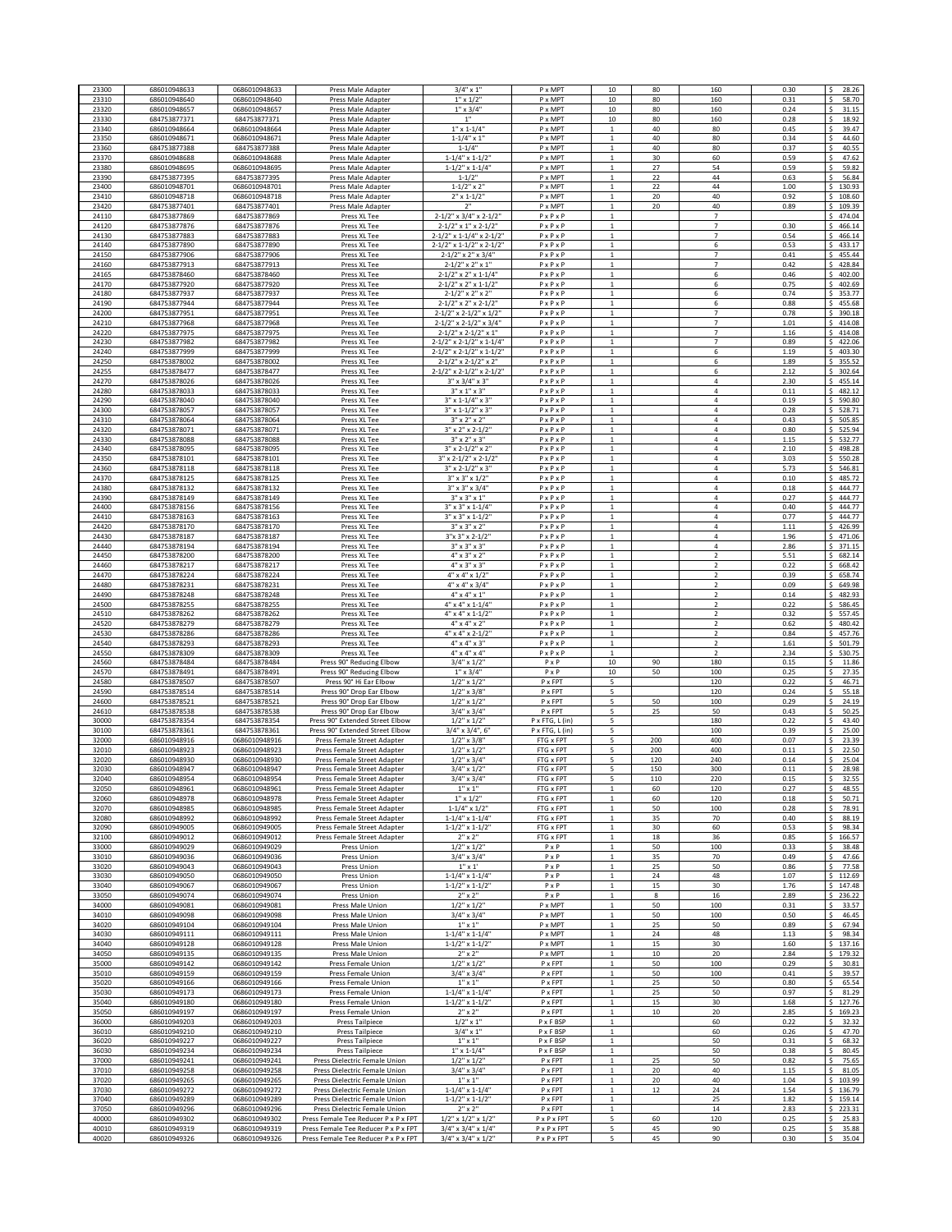| | | | | | | | | | | |
|---|---|---|---|---|---|---|---|---|---|---|
| 23300 | 686010948633 | 0686010948633 | Press Male Adapter | 3/4" x 1" | P x MPT | 10 | 80 | 160 | 0.30 | $ 28.26 |
| 23310 | 686010948640 | 0686010948640 | Press Male Adapter | 1" x 1/2" | P x MPT | 10 | 80 | 160 | 0.31 | $ 58.70 |
| 23320 | 686010948657 | 0686010948657 | Press Male Adapter | 1" x 3/4" | P x MPT | 10 | 80 | 160 | 0.24 | $ 31.15 |
| 23330 | 684753877371 | 684753877371 | Press Male Adapter | 1" | P x MPT | 10 | 80 | 160 | 0.28 | $ 18.92 |
| 23340 | 686010948664 | 0686010948664 | Press Male Adapter | 1" x 1-1/4" | P x MPT | 1 | 40 | 80 | 0.45 | $ 39.47 |
| 23350 | 686010948671 | 0686010948671 | Press Male Adapter | 1-1/4" x 1" | P x MPT | 1 | 40 | 80 | 0.34 | $ 44.60 |
| 23360 | 684753877388 | 684753877388 | Press Male Adapter | 1-1/4" | P x MPT | 1 | 40 | 80 | 0.37 | $ 40.55 |
| 23370 | 686010948688 | 0686010948688 | Press Male Adapter | 1-1/4" x 1-1/2" | P x MPT | 1 | 30 | 60 | 0.59 | $ 47.62 |
| 23380 | 686010948695 | 0686010948695 | Press Male Adapter | 1-1/2" x 1-1/4" | P x MPT | 1 | 27 | 54 | 0.59 | $ 59.82 |
| 23390 | 684753877395 | 684753877395 | Press Male Adapter | 1-1/2" | P x MPT | 1 | 22 | 44 | 0.63 | $ 56.84 |
| 23400 | 686010948701 | 0686010948701 | Press Male Adapter | 1-1/2" x 2" | P x MPT | 1 | 22 | 44 | 1.00 | $ 130.93 |
| 23410 | 686010948718 | 0686010948718 | Press Male Adapter | 2" x 1-1/2" | P x MPT | 1 | 20 | 40 | 0.92 | $ 108.60 |
| 23420 | 684753877401 | 684753877401 | Press Male Adapter | 2" | P x MPT | 1 | 20 | 40 | 0.89 | $ 109.39 |
| 24110 | 684753877869 | 684753877869 | Press XL Tee | 2-1/2" x 3/4" x 2-1/2" | P x P x P | 1 | | 7 | | $ 474.04 |
| 24120 | 684753877876 | 684753877876 | Press XL Tee | 2-1/2" x 1" x 2-1/2" | P x P x P | 1 | | 7 | 0.30 | $ 466.14 |
| 24130 | 684753877883 | 684753877883 | Press XL Tee | 2-1/2" x 1-1/4" x 2-1/2" | P x P x P | 1 | | 7 | 0.54 | $ 466.14 |
| 24140 | 684753877890 | 684753877890 | Press XL Tee | 2-1/2" x 1-1/2" x 2-1/2" | P x P x P | 1 | | 6 | 0.53 | $ 433.17 |
| 24150 | 684753877906 | 684753877906 | Press XL Tee | 2-1/2" x 2" x 3/4" | P x P x P | 1 | | 7 | 0.41 | $ 455.44 |
| 24160 | 684753877913 | 684753877913 | Press XL Tee | 2-1/2" x 2" x 1" | P x P x P | 1 | | 7 | 0.42 | $ 428.84 |
| 24165 | 684753878460 | 684753878460 | Press XL Tee | 2-1/2" x 2" x 1-1/4" | P x P x P | 1 | | 6 | 0.46 | $ 402.00 |
| 24170 | 684753877920 | 684753877920 | Press XL Tee | 2-1/2" x 2" x 1-1/2" | P x P x P | 1 | | 6 | 0.75 | $ 402.69 |
| 24180 | 684753877937 | 684753877937 | Press XL Tee | 2-1/2" x 2" x 2" | P x P x P | 1 | | 6 | 0.74 | $ 353.77 |
| 24190 | 684753877944 | 684753877944 | Press XL Tee | 2-1/2" x 2" x 2-1/2" | P x P x P | 1 | | 6 | 0.88 | $ 455.68 |
| 24200 | 684753877951 | 684753877951 | Press XL Tee | 2-1/2" x 2-1/2" x 1/2" | P x P x P | 1 | | 7 | 0.78 | $ 390.18 |
| 24210 | 684753877968 | 684753877968 | Press XL Tee | 2-1/2" x 2-1/2" x 3/4" | P x P x P | 1 | | 7 | 1.01 | $ 414.08 |
| 24220 | 684753877975 | 684753877975 | Press XL Tee | 2-1/2" x 2-1/2" x 1" | P x P x P | 1 | | 7 | 1.16 | $ 414.08 |
| 24230 | 684753877982 | 684753877982 | Press XL Tee | 2-1/2" x 2-1/2" x 1-1/4" | P x P x P | 1 | | 7 | 0.89 | $ 422.06 |
| 24240 | 684753877999 | 684753877999 | Press XL Tee | 2-1/2" x 2-1/2" x 1-1/2" | P x P x P | 1 | | 6 | 1.19 | $ 403.30 |
| 24250 | 684753878002 | 684753878002 | Press XL Tee | 2-1/2" x 2-1/2" x 2" | P x P x P | 1 | | 6 | 1.89 | $ 355.52 |
| 24255 | 684753878477 | 684753878477 | Press XL Tee | 2-1/2" x 2-1/2" x 2-1/2" | P x P x P | 1 | | 6 | 2.12 | $ 302.64 |
| 24270 | 684753878026 | 684753878026 | Press XL Tee | 3" x 3/4" x 3" | P x P x P | 1 | | 4 | 2.30 | $ 455.14 |
| 24280 | 684753878033 | 684753878033 | Press XL Tee | 3" x 1" x 3" | P x P x P | 1 | | 4 | 0.11 | $ 482.12 |
| 24290 | 684753878040 | 684753878040 | Press XL Tee | 3" x 1-1/4" x 3" | P x P x P | 1 | | 4 | 0.19 | $ 590.80 |
| 24300 | 684753878057 | 684753878057 | Press XL Tee | 3" x 1-1/2" x 3" | P x P x P | 1 | | 4 | 0.28 | $ 528.71 |
| 24310 | 684753878064 | 684753878064 | Press XL Tee | 3" x 2" x 2" | P x P x P | 1 | | 4 | 0.43 | $ 505.85 |
| 24320 | 684753878071 | 684753878071 | Press XL Tee | 3" x 2" x 2-1/2" | P x P x P | 1 | | 4 | 0.80 | $ 525.94 |
| 24330 | 684753878088 | 684753878088 | Press XL Tee | 3" x 2" x 3" | P x P x P | 1 | | 4 | 1.15 | $ 532.77 |
| 24340 | 684753878095 | 684753878095 | Press XL Tee | 3" x 2-1/2" x 2" | P x P x P | 1 | | 4 | 2.10 | $ 498.28 |
| 24350 | 684753878101 | 684753878101 | Press XL Tee | 3" x 2-1/2" x 2-1/2" | P x P x P | 1 | | 4 | 3.03 | $ 550.28 |
| 24360 | 684753878118 | 684753878118 | Press XL Tee | 3" x 2-1/2" x 3" | P x P x P | 1 | | 4 | 5.73 | $ 546.81 |
| 24370 | 684753878125 | 684753878125 | Press XL Tee | 3" x 3" x 1/2" | P x P x P | 1 | | 4 | 0.10 | $ 485.72 |
| 24380 | 684753878132 | 684753878132 | Press XL Tee | 3" x 3" x 3/4" | P x P x P | 1 | | 4 | 0.18 | $ 444.77 |
| 24390 | 684753878149 | 684753878149 | Press XL Tee | 3" x 3" x 1" | P x P x P | 1 | | 4 | 0.27 | $ 444.77 |
| 24400 | 684753878156 | 684753878156 | Press XL Tee | 3" x 3" x 1-1/4" | P x P x P | 1 | | 4 | 0.40 | $ 444.77 |
| 24410 | 684753878163 | 684753878163 | Press XL Tee | 3" x 3" x 1-1/2" | P x P x P | 1 | | 4 | 0.77 | $ 444.77 |
| 24420 | 684753878170 | 684753878170 | Press XL Tee | 3" x 3" x 2" | P x P x P | 1 | | 4 | 1.11 | $ 426.99 |
| 24430 | 684753878187 | 684753878187 | Press XL Tee | 3"x 3" x 2-1/2" | P x P x P | 1 | | 4 | 1.96 | $ 471.06 |
| 24440 | 684753878194 | 684753878194 | Press XL Tee | 3" x 3" x 3" | P x P x P | 1 | | 4 | 2.86 | $ 371.15 |
| 24450 | 684753878200 | 684753878200 | Press XL Tee | 4" x 3" x 2" | P x P x P | 1 | | 2 | 5.51 | $ 682.14 |
| 24460 | 684753878217 | 684753878217 | Press XL Tee | 4" x 3" x 3" | P x P x P | 1 | | 2 | 0.22 | $ 668.42 |
| 24470 | 684753878224 | 684753878224 | Press XL Tee | 4" x 4" x 1/2" | P x P x P | 1 | | 2 | 0.39 | $ 658.74 |
| 24480 | 684753878231 | 684753878231 | Press XL Tee | 4" x 4" x 3/4" | P x P x P | 1 | | 2 | 0.09 | $ 649.98 |
| 24490 | 684753878248 | 684753878248 | Press XL Tee | 4" x 4" x 1" | P x P x P | 1 | | 2 | 0.14 | $ 482.93 |
| 24500 | 684753878255 | 684753878255 | Press XL Tee | 4" x 4" x 1-1/4" | P x P x P | 1 | | 2 | 0.22 | $ 586.45 |
| 24510 | 684753878262 | 684753878262 | Press XL Tee | 4" x 4" x 1-1/2" | P x P x P | 1 | | 2 | 0.32 | $ 557.45 |
| 24520 | 684753878279 | 684753878279 | Press XL Tee | 4" x 4" x 2" | P x P x P | 1 | | 2 | 0.62 | $ 480.42 |
| 24530 | 684753878286 | 684753878286 | Press XL Tee | 4" x 4" x 2-1/2" | P x P x P | 1 | | 2 | 0.84 | $ 457.76 |
| 24540 | 684753878293 | 684753878293 | Press XL Tee | 4" x 4" x 3" | P x P x P | 1 | | 2 | 1.61 | $ 501.79 |
| 24550 | 684753878309 | 684753878309 | Press XL Tee | 4" x 4" x 4" | P x P x P | 1 | | 2 | 2.34 | $ 530.75 |
| 24560 | 684753878484 | 684753878484 | Press 90° Reducing Elbow | 3/4" x 1/2" | P x P | 10 | 90 | 180 | 0.15 | $ 11.86 |
| 24570 | 684753878491 | 684753878491 | Press 90° Reducing Elbow | 1" x 3/4" | P x P | 10 | 50 | 100 | 0.25 | $ 27.35 |
| 24580 | 684753878507 | 684753878507 | Press 90° Hi Ear Elbow | 1/2" x 1/2" | P x FPT | 5 | | 120 | 0.22 | $ 46.71 |
| 24590 | 684753878514 | 684753878514 | Press 90° Drop Ear Elbow | 1/2" x 3/8" | P x FPT | 5 | | 120 | 0.24 | $ 55.18 |
| 24600 | 684753878521 | 684753878521 | Press 90° Drop Ear Elbow | 1/2" x 1/2" | P x FPT | 5 | 50 | 100 | 0.29 | $ 24.19 |
| 24610 | 684753878538 | 684753878538 | Press 90° Drop Ear Elbow | 3/4" x 3/4" | P x FPT | 5 | 25 | 50 | 0.43 | $ 50.25 |
| 30000 | 684753878354 | 684753878354 | Press 90° Extended Street Elbow | 1/2" x 1/2" | P x FTG, L (in) | 5 | | 180 | 0.22 | $ 43.40 |
| 30100 | 684753878361 | 684753878361 | Press 90° Extended Street Elbow | 3/4" x 3/4", 6" | P x FTG, L (in) | 5 | | 100 | 0.39 | $ 25.00 |
| 32000 | 686010948916 | 0686010948916 | Press Female Street Adapter | 1/2" x 3/8" | FTG x FPT | 5 | 200 | 400 | 0.07 | $ 23.39 |
| 32010 | 686010948923 | 0686010948923 | Press Female Street Adapter | 1/2" x 1/2" | FTG x FPT | 5 | 200 | 400 | 0.11 | $ 22.50 |
| 32020 | 686010948930 | 0686010948930 | Press Female Street Adapter | 1/2" x 3/4" | FTG x FPT | 5 | 120 | 240 | 0.14 | $ 25.04 |
| 32030 | 686010948947 | 0686010948947 | Press Female Street Adapter | 3/4" x 1/2" | FTG x FPT | 5 | 150 | 300 | 0.11 | $ 28.98 |
| 32040 | 686010948954 | 0686010948954 | Press Female Street Adapter | 3/4" x 3/4" | FTG x FPT | 5 | 110 | 220 | 0.15 | $ 32.55 |
| 32050 | 686010948961 | 0686010948961 | Press Female Street Adapter | 1" x 1" | FTG x FPT | 1 | 60 | 120 | 0.27 | $ 48.55 |
| 32060 | 686010948978 | 0686010948978 | Press Female Street Adapter | 1" x 1/2" | FTG x FPT | 1 | 60 | 120 | 0.18 | $ 50.71 |
| 32070 | 686010948985 | 0686010948985 | Press Female Street Adapter | 1-1/4" x 1/2" | FTG x FPT | 1 | 50 | 100 | 0.28 | $ 78.91 |
| 32080 | 686010948992 | 0686010948992 | Press Female Street Adapter | 1-1/4" x 1-1/4" | FTG x FPT | 1 | 35 | 70 | 0.40 | $ 88.19 |
| 32090 | 686010949005 | 0686010949005 | Press Female Street Adapter | 1-1/2" x 1-1/2" | FTG x FPT | 1 | 30 | 60 | 0.53 | $ 98.34 |
| 32100 | 686010949012 | 0686010949012 | Press Female Street Adapter | 2" x 2" | FTG x FPT | 1 | 18 | 36 | 0.85 | $ 166.57 |
| 33000 | 686010949029 | 0686010949029 | Press Union | 1/2" x 1/2" | P x P | 1 | 50 | 100 | 0.33 | $ 38.48 |
| 33010 | 686010949036 | 0686010949036 | Press Union | 3/4" x 3/4" | P x P | 1 | 35 | 70 | 0.49 | $ 47.66 |
| 33020 | 686010949043 | 0686010949043 | Press Union | 1" x 1' | P x P | 1 | 25 | 50 | 0.86 | $ 77.58 |
| 33030 | 686010949050 | 0686010949050 | Press Union | 1-1/4" x 1-1/4" | P x P | 1 | 24 | 48 | 1.07 | $ 112.69 |
| 33040 | 686010949067 | 0686010949067 | Press Union | 1-1/2" x 1-1/2" | P x P | 1 | 15 | 30 | 1.76 | $ 147.48 |
| 33050 | 686010949074 | 0686010949074 | Press Union | 2" x 2" | P x P | 1 | 8 | 16 | 2.89 | $ 236.22 |
| 34000 | 686010949081 | 0686010949081 | Press Male Union | 1/2" x 1/2" | P x MPT | 1 | 50 | 100 | 0.31 | $ 33.57 |
| 34010 | 686010949098 | 0686010949098 | Press Male Union | 3/4" x 3/4" | P x MPT | 1 | 50 | 100 | 0.50 | $ 46.45 |
| 34020 | 686010949104 | 0686010949104 | Press Male Union | 1" x 1" | P x MPT | 1 | 25 | 50 | 0.89 | $ 67.94 |
| 34030 | 686010949111 | 0686010949111 | Press Male Union | 1-1/4" x 1-1/4" | P x MPT | 1 | 24 | 48 | 1.13 | $ 98.34 |
| 34040 | 686010949128 | 0686010949128 | Press Male Union | 1-1/2" x 1-1/2" | P x MPT | 1 | 15 | 30 | 1.60 | $ 137.16 |
| 34050 | 686010949135 | 0686010949135 | Press Male Union | 2" x 2" | P x MPT | 1 | 10 | 20 | 2.84 | $ 179.32 |
| 35000 | 686010949142 | 0686010949142 | Press Female Union | 1/2" x 1/2" | P x FPT | 1 | 50 | 100 | 0.29 | $ 30.81 |
| 35010 | 686010949159 | 0686010949159 | Press Female Union | 3/4" x 3/4" | P x FPT | 1 | 50 | 100 | 0.41 | $ 39.57 |
| 35020 | 686010949166 | 0686010949166 | Press Female Union | 1" x 1" | P x FPT | 1 | 25 | 50 | 0.80 | $ 65.54 |
| 35030 | 686010949173 | 0686010949173 | Press Female Union | 1-1/4" x 1-1/4" | P x FPT | 1 | 25 | 50 | 0.97 | $ 81.29 |
| 35040 | 686010949180 | 0686010949180 | Press Female Union | 1-1/2" x 1-1/2" | P x FPT | 1 | 15 | 30 | 1.68 | $ 127.76 |
| 35050 | 686010949197 | 0686010949197 | Press Female Union | 2" x 2" | P x FPT | 1 | 10 | 20 | 2.85 | $ 169.23 |
| 36000 | 686010949203 | 0686010949203 | Press Tailpiece | 1/2" x 1" | P x F BSP | 1 | | 60 | 0.22 | $ 32.32 |
| 36010 | 686010949210 | 0686010949210 | Press Tailpiece | 3/4" x 1" | P x F BSP | 1 | | 60 | 0.26 | $ 47.70 |
| 36020 | 686010949227 | 0686010949227 | Press Tailpiece | 1" x 1" | P x F BSP | 1 | | 50 | 0.31 | $ 68.32 |
| 36030 | 686010949234 | 0686010949234 | Press Tailpiece | 1" x 1-1/4" | P x F BSP | 1 | | 50 | 0.38 | $ 80.45 |
| 37000 | 686010949241 | 0686010949241 | Press Dielectric Female Union | 1/2" x 1/2" | P x FPT | 1 | 25 | 50 | 0.82 | $ 75.65 |
| 37010 | 686010949258 | 0686010949258 | Press Dielectric Female Union | 3/4" x 3/4" | P x FPT | 1 | 20 | 40 | 1.15 | $ 81.05 |
| 37020 | 686010949265 | 0686010949265 | Press Dielectric Female Union | 1" x 1" | P x FPT | 1 | 20 | 40 | 1.04 | $ 103.99 |
| 37030 | 686010949272 | 0686010949272 | Press Dielectric Female Union | 1-1/4" x 1-1/4" | P x FPT | 1 | 12 | 24 | 1.54 | $ 136.79 |
| 37040 | 686010949289 | 0686010949289 | Press Dielectric Female Union | 1-1/2" x 1-1/2" | P x FPT | 1 | | 25 | 1.82 | $ 159.14 |
| 37050 | 686010949296 | 0686010949296 | Press Dielectric Female Union | 2" x 2" | P x FPT | 1 | | 14 | 2.83 | $ 223.31 |
| 40000 | 686010949302 | 0686010949302 | Press Female Tee Reducer P x P x FPT | 1/2" x 1/2" x 1/2" | P x P x FPT | 5 | 60 | 120 | 0.25 | $ 25.83 |
| 40010 | 686010949319 | 0686010949319 | Press Female Tee Reducer P x P x FPT | 3/4" x 3/4" x 1/4" | P x P x FPT | 5 | 45 | 90 | 0.25 | $ 35.88 |
| 40020 | 686010949326 | 0686010949326 | Press Female Tee Reducer P x P x FPT | 3/4" x 3/4" x 1/2" | P x P x FPT | 5 | 45 | 90 | 0.30 | $ 35.04 |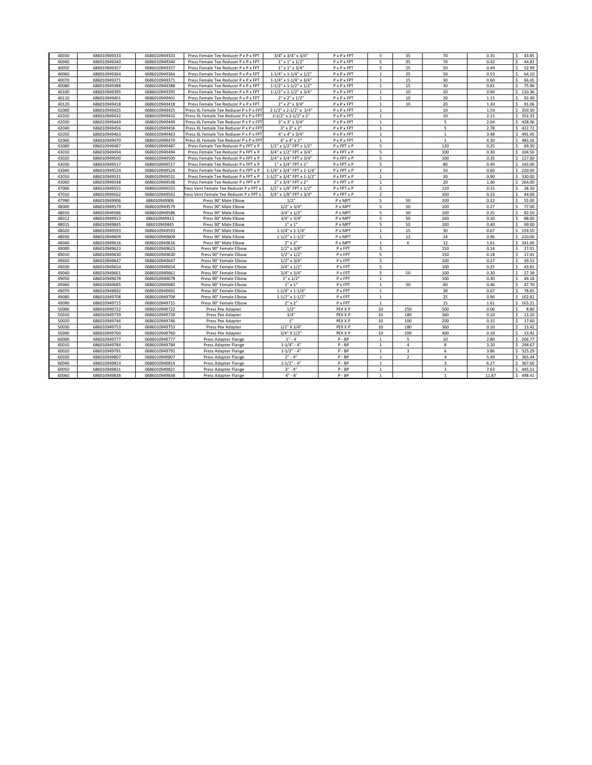| | | | | | | | | | | |
|---|---|---|---|---|---|---|---|---|---|---|
| 40030 | 686010949333 | 0686010949333 | Press Female Tee Reducer P x P x FPT | 3/4" x 3/4" x 3/4" | P x P x FPT | 5 | 35 | 70 | 0.35 | $ 43.85 |
| 40040 | 686010949340 | 0686010949340 | Press Female Tee Reducer P x P x FPT | 1" x 1" x 1/2" | P x P x FPT | 5 | 35 | 70 | 0.42 | $ 44.83 |
| 40050 | 686010949357 | 0686010949357 | Press Female Tee Reducer P x P x FPT | 1" x 1" x 3/4" | P x P x FPT | 5 | 25 | 50 | 0.49 | $ 52.99 |
| 40060 | 686010949364 | 0686010949364 | Press Female Tee Reducer P x P x FPT | 1-1/4" x 1-1/4" x 1/2" | P x P x FPT | 1 | 25 | 50 | 0.53 | $ 64.10 |
| 40070 | 686010949371 | 0686010949371 | Press Female Tee Reducer P x P x FPT | 1-1/4" x 1-1/4" x 3/4" | P x P x FPT | 1 | 15 | 30 | 0.60 | $ 66.45 |
| 40080 | 686010949388 | 0686010949388 | Press Female Tee Reducer P x P x FPT | 1-1/2" x 1-1/2" x 1/2" | P x P x FPT | 1 | 15 | 30 | 0.81 | $ 75.96 |
| 40100 | 686010949395 | 0686010949395 | Press Female Tee Reducer P x P x FPT | 1-1/2" x 1-1/2" x 3/4" | P x P x FPT | 1 | 10 | 20 | 0.90 | $ 110.36 |
| 40110 | 686010949401 | 0686010949401 | Press Female Tee Reducer P x P x FPT | 2" x 2" x 1/2" | P x P x FPT | 1 | 10 | 20 | 1.15 | $ 92.49 |
| 40120 | 686010949418 | 0686010949418 | Press Female Tee Reducer P x P x FPT | 2" x 2" x 3/4" | P x P x FPT | 1 | 10 | 20 | 1.30 | $ 91.06 |
| 42000 | 686010949425 | 0686010949425 | Press XL Female Tee Reducer P x P x FPT | 2-1/2" x 2-1/2" x 3/4" | P x P x FPT | 1 | | 10 | 1.54 | $ 359.50 |
| 42010 | 686010949432 | 0686010949432 | Press XL Female Tee Reducer P x P x FPT | 2-1/2" x 2-1/2" x 2" | P x P x FPT | 1 | | 10 | 2.15 | $ 352.33 |
| 42030 | 686010949449 | 0686010949449 | Press XL Female Tee Reducer P x P x FPT | 3" x 3" x 3/4" | P x P x FPT | 1 | | 5 | 2.04 | $ 428.36 |
| 42040 | 686010949456 | 0686010949456 | Press XL Female Tee Reducer P x P x FPT | 3" x 3" x 2" | P x P x FPT | 1 | | 5 | 2.78 | $ 422.72 |
| 42050 | 686010949463 | 0686010949463 | Press XL Female Tee Reducer P x P x FPT | 4" x 4" x 3/4" | P x P x FPT | 1 | | 1 | 3.48 | $ 491.45 |
| 42060 | 686010949470 | 0686010949470 | Press XL Female Tee Reducer P x P x FPT | 4" x 4" x 2" | P x P x FPT | 1 | | 1 | 4.30 | $ 483.16 |
| 43000 | 686010949487 | 0686010949487 | Press Female Tee Reducer P x FPT x P | 1/2" x 1/2" FPT x 1/2" | P x FPT x P | 5 | | 120 | 0.25 | $ 69.30 |
| 43010 | 686010949494 | 0686010949494 | Press Female Tee Reducer P x FPT x P | 3/4" x 1/2" FPT x 3/4" | P x FPT x P | 5 | | 100 | 0.30 | $ 104.50 |
| 43020 | 686010949500 | 0686010949500 | Press Female Tee Reducer P x FPT x P | 3/4" x 3/4" FPT x 3/4" | P x FPT x P | 5 | | 100 | 0.35 | $ 127.60 |
| 43030 | 686010949517 | 0686010949517 | Press Female Tee Reducer P x FPT x P | 1" x 3/4" FPT x 1" | P x FPT x P | 5 | | 80 | 0.49 | $ 143.00 |
| 43040 | 686010949524 | 0686010949524 | Press Female Tee Reducer P x FPT x P | 1-1/4" x 3/4" FPT x 1-1/4" | P x FPT x P | 1 | | 50 | 0.60 | $ 220.00 |
| 43050 | 686010949531 | 0686010949531 | Press Female Tee Reducer P x FPT x P | 1-1/2" x 3/4" FPT x 1-1/2" | P x FPT x P | 1 | | 30 | 0.90 | $ 330.00 |
| 43060 | 686010949548 | 0686010949548 | Press Female Tee Reducer P x FPT x P | 2" x 3/4" FPT x 2" | P x FPT x P | 1 | | 20 | 1.30 | $ 264.00 |
| 47000 | 686010949555 | 0686010949555 | ress Vent Female Tee Reducer P x FPT x | 1/2" x 1/8" FPT x 1/2" | P x FPT x P | 2 | | 120 | 0.15 | $ 38.50 |
| 47010 | 686010949562 | 0686010949562 | ress Vent Female Tee Reducer P x FPT x | 3/4" x 1/8" FPT x 3/4" | P x FPT x P | 2 | | 100 | 0.23 | $ 44.00 |
| 47990 | 686010949906 | 686010949906 | Press 90° Male Elbow | 1/2" | P x MPT | 5 | 50 | 100 | 0.22 | $ 55.00 |
| 48000 | 686010949579 | 0686010949579 | Press 90° Male Elbow | 1/2" x 3/4" | P x MPT | 5 | 50 | 100 | 0.27 | $ 77.00 |
| 48010 | 686010949586 | 0686010949586 | Press 90° Male Elbow | 3/4" x 1/2" | P x MPT | 5 | 50 | 100 | 0.25 | $ 82.50 |
| 48012 | 686010949913 | 686010949913 | Press 90° Male Elbow | 3/4" x 3/4" | P x MPT | 5 | 50 | 100 | 0.30 | $ 88.00 |
| 48015 | 686010949845 | 686010949845 | Press 90° Male Elbow | 1" x 1" | P x MPT | 5 | 50 | 100 | 0.40 | $ 99.00 |
| 48020 | 686010949593 | 0686010949593 | Press 90° Male Elbow | 1-1/4" x 1-1/4" | P x MPT | 1 | 15 | 30 | 0.67 | $ 159.50 |
| 48030 | 686010949609 | 0686010949609 | Press 90° Male Elbow | 1-1/2" x 1-1/2" | P x MPT | 1 | 12 | 24 | 0.96 | $ 220.00 |
| 48040 | 686010949616 | 0686010949616 | Press 90° Male Elbow | 2" x 2" | P x MPT | 1 | 6 | 12 | 1.61 | $ 341.00 |
| 49000 | 686010949623 | 0686010949623 | Press 90° Female Elbow | 1/2" x 3/8" | P x FPT | 5 | | 150 | 0.14 | $ 27.01 |
| 49010 | 686010949630 | 0686010949630 | Press 90° Female Elbow | 1/2" x 1/2" | P x FPT | 5 | | 150 | 0.18 | $ 17.41 |
| 49020 | 686010949647 | 0686010949647 | Press 90° Female Elbow | 1/2" x 3/4" | P x FPT | 5 | | 100 | 0.27 | $ 39.53 |
| 49030 | 686010949654 | 0686010949654 | Press 90° Female Elbow | 3/4" x 1/2" | P x FPT | 5 | | 100 | 0.25 | $ 43.81 |
| 49040 | 686010949661 | 0686010949661 | Press 90° Female Elbow | 3/4" x 3/4" | P x FPT | 5 | 50 | 100 | 0.30 | $ 27.38 |
| 49050 | 686010949678 | 0686010949678 | Press 90° Female Elbow | 1" x 1/2" | P x FPT | 1 | | 100 | 0.30 | $ 49.18 |
| 49060 | 686010949685 | 0686010949685 | Press 90° Female Elbow | 1" x 1" | P x FPT | 1 | 30 | 60 | 0.46 | $ 47.70 |
| 49070 | 686010949692 | 0686010949692 | Press 90° Female Elbow | 1-1/4" x 1-1/4" | P x FPT | 1 | | 30 | 0.67 | $ 78.65 |
| 49080 | 686010949708 | 0686010949708 | Press 90° Female Elbow | 1-1/2" x 1-1/2" | P x FPT | 1 | | 25 | 0.96 | $ 102.82 |
| 49090 | 686010949715 | 0686010949715 | Press 90° Female Elbow | 2" x 2" | P x FPT | 1 | | 15 | 1.61 | $ 163.21 |
| 50000 | 686010949722 | 0686010949722 | Press Pex Adapter | 1/2" | PEX X P | 10 | 250 | 500 | 0.06 | $ 8.80 |
| 50010 | 686010949739 | 0686010949739 | Press Pex Adapter | 3/4" | PEX X P | 10 | 180 | 360 | 0.10 | $ 13.20 |
| 50020 | 686010949746 | 0686010949746 | Press Pex Adapter | 1" | PEX X P | 10 | 100 | 200 | 0.15 | $ 17.60 |
| 50030 | 686010949753 | 0686010949753 | Press Pex Adapter | 1/2" X 3/4" | PEX X P | 10 | 180 | 360 | 0.10 | $ 13.42 |
| 50040 | 686010949760 | 0686010949760 | Press Pex Adapter | 3/4" X 1/2" | PEX X P | 10 | 200 | 400 | 0.10 | $ 13.92 |
| 60000 | 686010949777 | 0686010949777 | Press Adapter Flange | 1" - 4 | P - BP | 1 | 5 | 10 | 2.80 | $ 206.77 |
| 60010 | 686010949784 | 0686010949784 | Press Adapter Flange | 1-1/4" - 4" | P - BP | 1 | 4 | 8 | 3.20 | $ 294.67 |
| 60020 | 686010949791 | 0686010949791 | Press Adapter Flange | 1-1/2" - 4" | P - BP | 1 | 3 | 6 | 3.86 | $ 325.29 |
| 60030 | 686010949807 | 0686010949807 | Press Adapter Flange | 2" - 4" | P - BP | 1 | 2 | 4 | 5.49 | $ 365.44 |
| 60040 | 686010949814 | 0686010949814 | Press Adapter Flange | 2-1/2" - 4" | P - BP | 1 | | 3 | 6.27 | $ 367.60 |
| 60050 | 686010949821 | 0686010949821 | Press Adapter Flange | 3" - 4" | P - BP | 1 | | 3 | 7.63 | $ 445.51 |
| 60060 | 686010949838 | 0686010949838 | Press Adapter Flange | 4" - 8' | P - BP | 1 | | 1 | 11.87 | $ 498.41 |